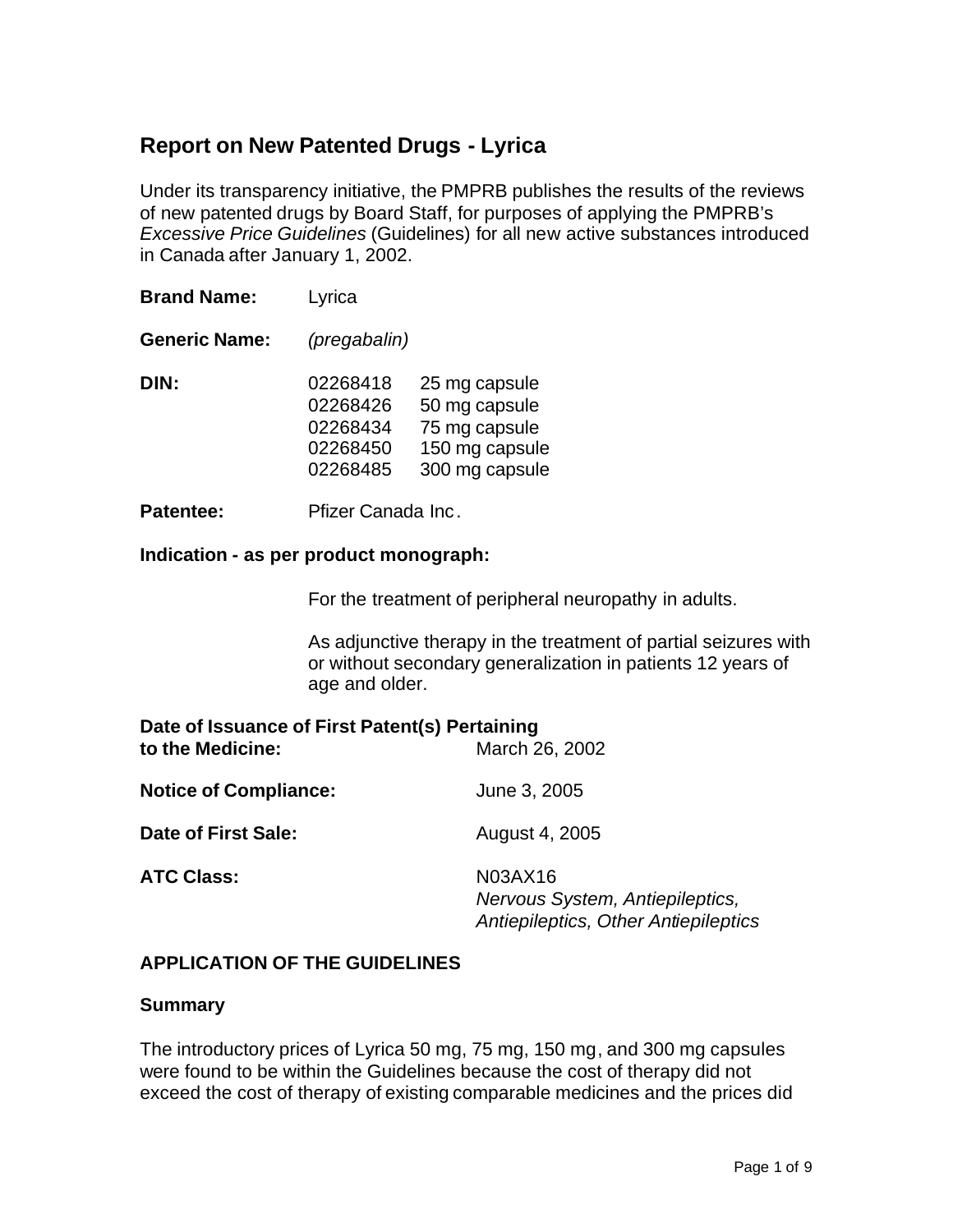# Report on New Patented Drugs - Lyrica

Under its transparency initiative, the PMPRB publishes the results of the reviews of new patented drugs by Board Staff, for purposes of applying the PMPRB's *Excessive Price Guidelines* (Guidelines) for all new active substances introduced in Canada after January 1, 2002.

**Brand Name:** Lyrica

**Generic Name:** *(pregabalin)*

**DIN:**

| | |
|---|---|
| 02268418 | 25 mg capsule |
| 02268426 | 50 mg capsule |
| 02268434 | 75 mg capsule |
| 02268450 | 150 mg capsule |
| 02268485 | 300 mg capsule |

**Patentee:** Pfizer Canada Inc.

**Indication - as per product monograph:**

For the treatment of peripheral neuropathy in adults.

As adjunctive therapy in the treatment of partial seizures with or without secondary generalization in patients 12 years of age and older.

**Date of Issuance of First Patent(s) Pertaining to the Medicine:** March 26, 2002

**Notice of Compliance:** June 3, 2005

**Date of First Sale:** August 4, 2005

**ATC Class:** N03AX16
*Nervous System, Antiepileptics, Antiepileptics, Other Antiepileptics*

## APPLICATION OF THE GUIDELINES

### Summary

The introductory prices of Lyrica 50 mg, 75 mg, 150 mg, and 300 mg capsules were found to be within the Guidelines because the cost of therapy did not exceed the cost of therapy of existing comparable medicines and the prices did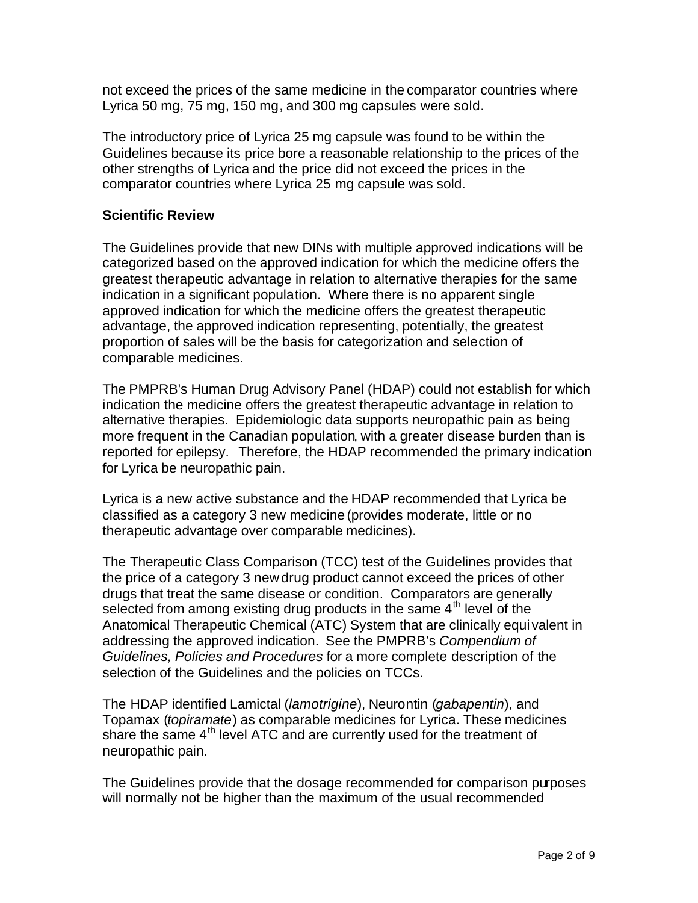not exceed the prices of the same medicine in the comparator countries where Lyrica 50 mg, 75 mg, 150 mg, and 300 mg capsules were sold.

The introductory price of Lyrica 25 mg capsule was found to be within the Guidelines because its price bore a reasonable relationship to the prices of the other strengths of Lyrica and the price did not exceed the prices in the comparator countries where Lyrica 25 mg capsule was sold.

**Scientific Review**

The Guidelines provide that new DINs with multiple approved indications will be categorized based on the approved indication for which the medicine offers the greatest therapeutic advantage in relation to alternative therapies for the same indication in a significant population. Where there is no apparent single approved indication for which the medicine offers the greatest therapeutic advantage, the approved indication representing, potentially, the greatest proportion of sales will be the basis for categorization and selection of comparable medicines.

The PMPRB's Human Drug Advisory Panel (HDAP) could not establish for which indication the medicine offers the greatest therapeutic advantage in relation to alternative therapies. Epidemiologic data supports neuropathic pain as being more frequent in the Canadian population, with a greater disease burden than is reported for epilepsy. Therefore, the HDAP recommended the primary indication for Lyrica be neuropathic pain.

Lyrica is a new active substance and the HDAP recommended that Lyrica be classified as a category 3 new medicine (provides moderate, little or no therapeutic advantage over comparable medicines).

The Therapeutic Class Comparison (TCC) test of the Guidelines provides that the price of a category 3 new drug product cannot exceed the prices of other drugs that treat the same disease or condition. Comparators are generally selected from among existing drug products in the same 4th level of the Anatomical Therapeutic Chemical (ATC) System that are clinically equivalent in addressing the approved indication. See the PMPRB's *Compendium of Guidelines, Policies and Procedures* for a more complete description of the selection of the Guidelines and the policies on TCCs.

The HDAP identified Lamictal (*lamotrigine*), Neurontin (*gabapentin*), and Topamax (*topiramate*) as comparable medicines for Lyrica. These medicines share the same 4th level ATC and are currently used for the treatment of neuropathic pain.

The Guidelines provide that the dosage recommended for comparison purposes will normally not be higher than the maximum of the usual recommended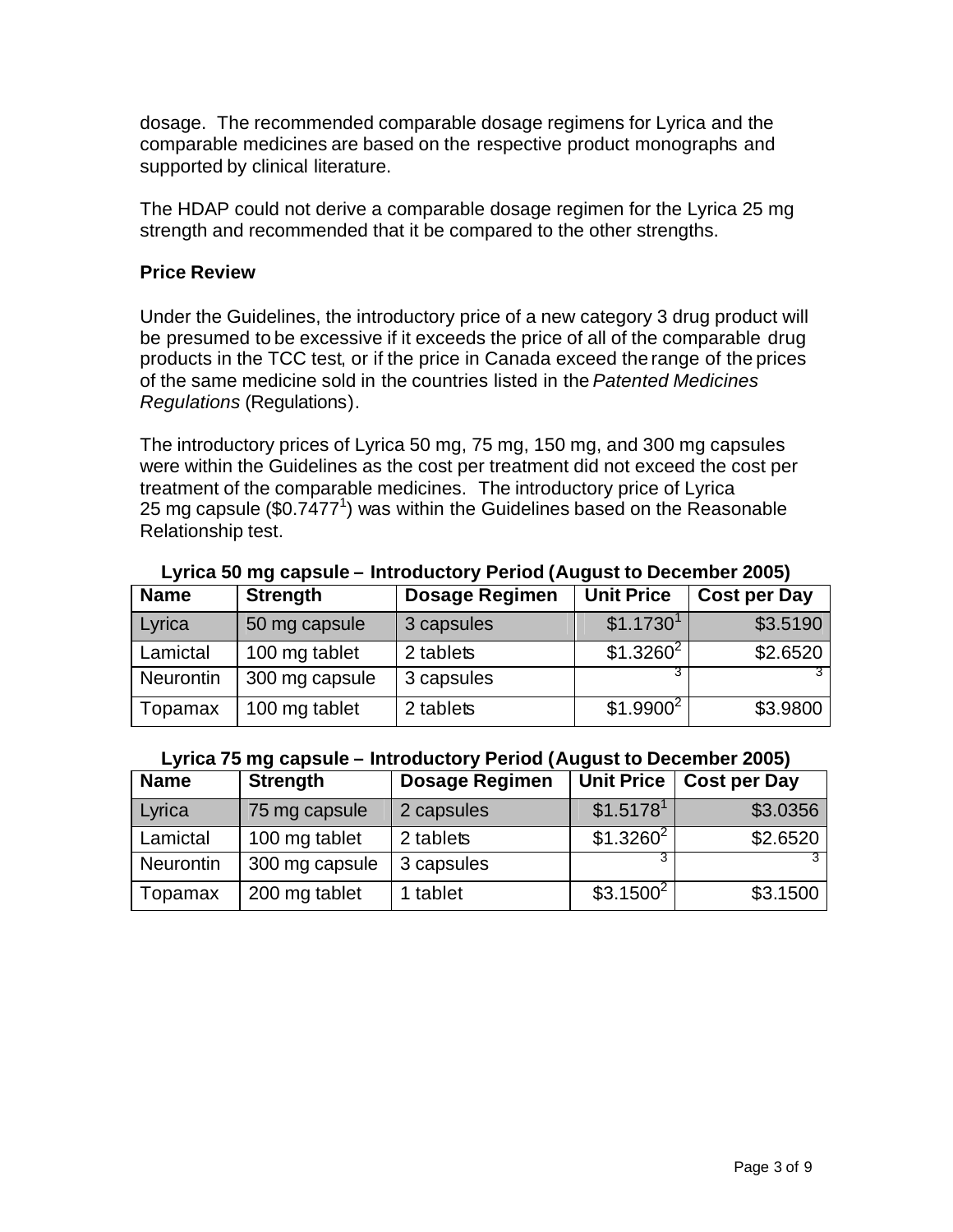dosage. The recommended comparable dosage regimens for Lyrica and the comparable medicines are based on the respective product monographs and supported by clinical literature.

The HDAP could not derive a comparable dosage regimen for the Lyrica 25 mg strength and recommended that it be compared to the other strengths.

**Price Review**

Under the Guidelines, the introductory price of a new category 3 drug product will be presumed to be excessive if it exceeds the price of all of the comparable drug products in the TCC test, or if the price in Canada exceed the range of the prices of the same medicine sold in the countries listed in the *Patented Medicines Regulations* (Regulations).

The introductory prices of Lyrica 50 mg, 75 mg, 150 mg, and 300 mg capsules were within the Guidelines as the cost per treatment did not exceed the cost per treatment of the comparable medicines. The introductory price of Lyrica 25 mg capsule ($0.7477[1]) was within the Guidelines based on the Reasonable Relationship test.

**Lyrica 50 mg capsule – Introductory Period (August to December 2005)**

| Name | Strength | Dosage Regimen | Unit Price | Cost per Day |
|---|---|---|---|---|
| Lyrica | 50 mg capsule | 3 capsules | $1.1730[1] | $3.5190 |
| Lamictal | 100 mg tablet | 2 tablets | $1.3260[2] | $2.6520 |
| Neurontin | 300 mg capsule | 3 capsules | [3] | [3] |
| Topamax | 100 mg tablet | 2 tablets | $1.9900[2] | $3.9800 |

**Lyrica 75 mg capsule – Introductory Period (August to December 2005)**

| Name | Strength | Dosage Regimen | Unit Price | Cost per Day |
|---|---|---|---|---|
| Lyrica | 75 mg capsule | 2 capsules | $1.5178[1] | $3.0356 |
| Lamictal | 100 mg tablet | 2 tablets | $1.3260[2] | $2.6520 |
| Neurontin | 300 mg capsule | 3 capsules | [3] | [3] |
| Topamax | 200 mg tablet | 1 tablet | $3.1500[2] | $3.1500 |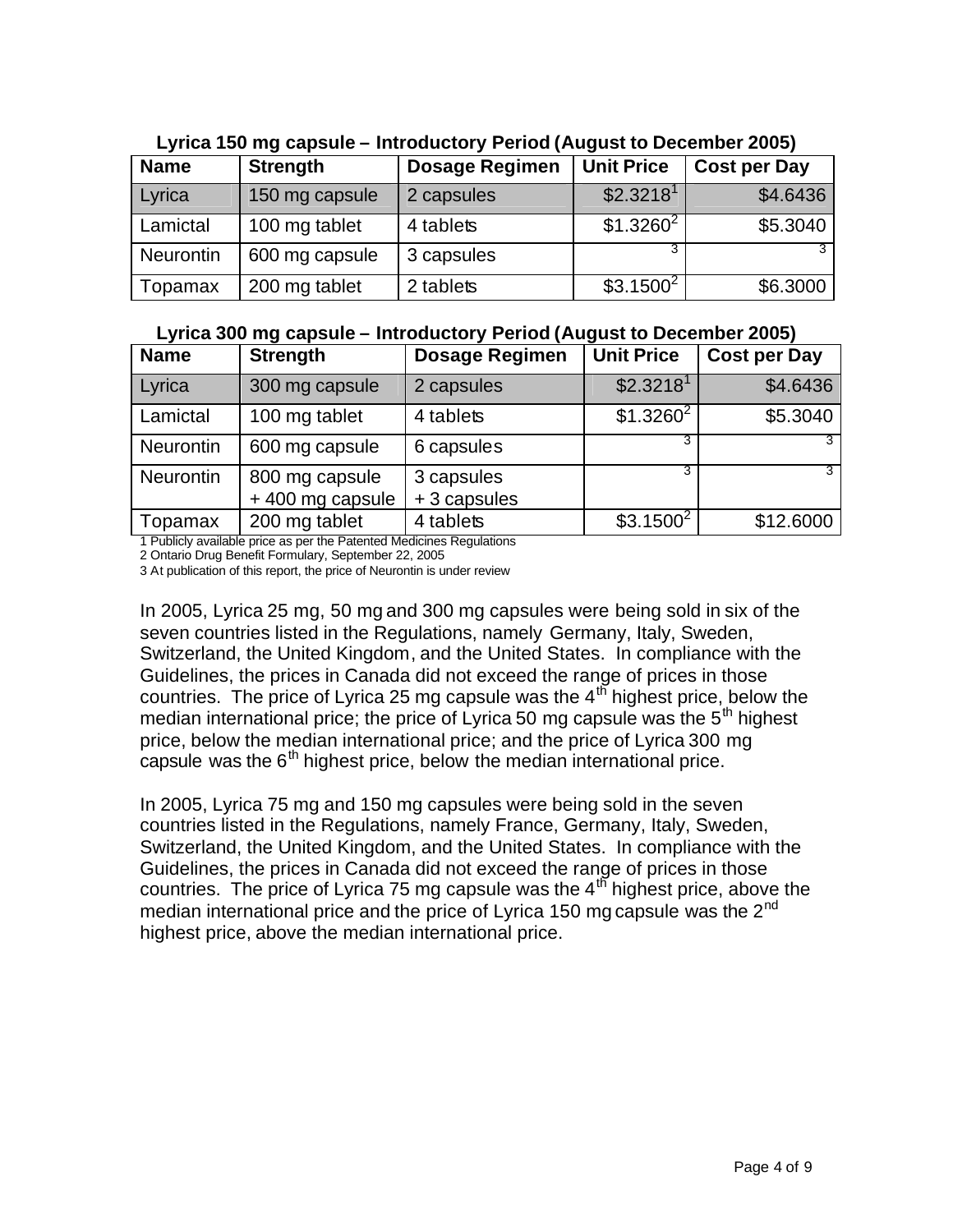**Lyrica 150 mg capsule – Introductory Period (August to December 2005)**

| Name | Strength | Dosage Regimen | Unit Price | Cost per Day |
|---|---|---|---|---|
| Lyrica | 150 mg capsule | 2 capsules | $2.3218[1] | $4.6436 |
| Lamictal | 100 mg tablet | 4 tablets | $1.3260[2] | $5.3040 |
| Neurontin | 600 mg capsule | 3 capsules | [3] | [3] |
| Topamax | 200 mg tablet | 2 tablets | $3.1500[2] | $6.3000 |

**Lyrica 300 mg capsule – Introductory Period (August to December 2005)**

| Name | Strength | Dosage Regimen | Unit Price | Cost per Day |
|---|---|---|---|---|
| Lyrica | 300 mg capsule | 2 capsules | $2.3218[1] | $4.6436 |
| Lamictal | 100 mg tablet | 4 tablets | $1.3260[2] | $5.3040 |
| Neurontin | 600 mg capsule | 6 capsules | [3] | [3] |
| Neurontin | 800 mg capsule + 400 mg capsule | 3 capsules + 3 capsules | [3] | [3] |
| Topamax | 200 mg tablet | 4 tablets | $3.1500[2] | $12.6000 |

1 Publicly available price as per the Patented Medicines Regulations
2 Ontario Drug Benefit Formulary, September 22, 2005
3 At publication of this report, the price of Neurontin is under review

In 2005, Lyrica 25 mg, 50 mg and 300 mg capsules were being sold in six of the seven countries listed in the Regulations, namely Germany, Italy, Sweden, Switzerland, the United Kingdom, and the United States. In compliance with the Guidelines, the prices in Canada did not exceed the range of prices in those countries. The price of Lyrica 25 mg capsule was the 4th highest price, below the median international price; the price of Lyrica 50 mg capsule was the 5th highest price, below the median international price; and the price of Lyrica 300 mg capsule was the 6th highest price, below the median international price.

In 2005, Lyrica 75 mg and 150 mg capsules were being sold in the seven countries listed in the Regulations, namely France, Germany, Italy, Sweden, Switzerland, the United Kingdom, and the United States. In compliance with the Guidelines, the prices in Canada did not exceed the range of prices in those countries. The price of Lyrica 75 mg capsule was the 4th highest price, above the median international price and the price of Lyrica 150 mg capsule was the 2nd highest price, above the median international price.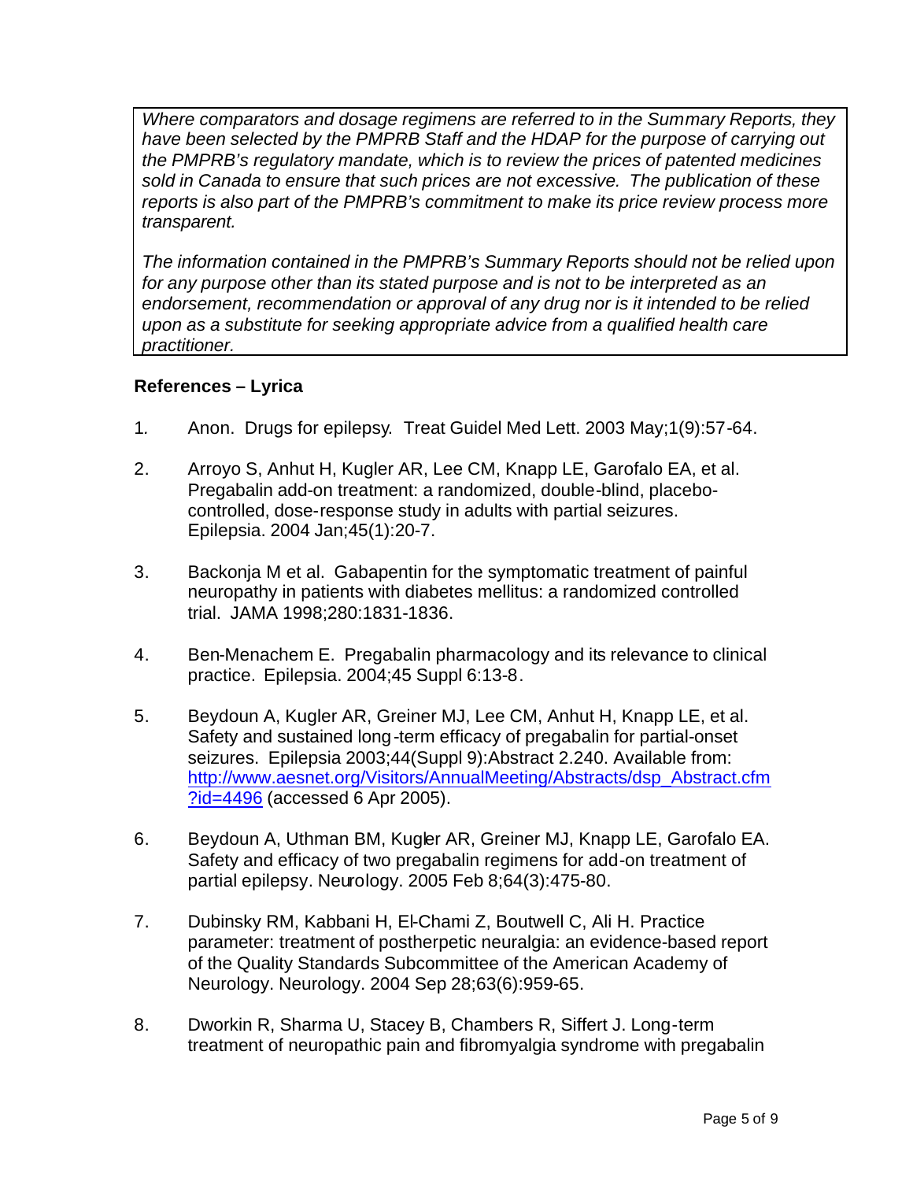*Where comparators and dosage regimens are referred to in the Summary Reports, they have been selected by the PMPRB Staff and the HDAP for the purpose of carrying out the PMPRB's regulatory mandate, which is to review the prices of patented medicines sold in Canada to ensure that such prices are not excessive. The publication of these reports is also part of the PMPRB's commitment to make its price review process more transparent.*

*The information contained in the PMPRB's Summary Reports should not be relied upon for any purpose other than its stated purpose and is not to be interpreted as an endorsement, recommendation or approval of any drug nor is it intended to be relied upon as a substitute for seeking appropriate advice from a qualified health care practitioner.*

### References – Lyrica

1. Anon. Drugs for epilepsy. Treat Guidel Med Lett. 2003 May;1(9):57-64.

2. Arroyo S, Anhut H, Kugler AR, Lee CM, Knapp LE, Garofalo EA, et al. Pregabalin add-on treatment: a randomized, double-blind, placebo-controlled, dose-response study in adults with partial seizures. Epilepsia. 2004 Jan;45(1):20-7.

3. Backonja M et al. Gabapentin for the symptomatic treatment of painful neuropathy in patients with diabetes mellitus: a randomized controlled trial. JAMA 1998;280:1831-1836.

4. Ben-Menachem E. Pregabalin pharmacology and its relevance to clinical practice. Epilepsia. 2004;45 Suppl 6:13-8.

5. Beydoun A, Kugler AR, Greiner MJ, Lee CM, Anhut H, Knapp LE, et al. Safety and sustained long-term efficacy of pregabalin for partial-onset seizures. Epilepsia 2003;44(Suppl 9):Abstract 2.240. Available from: [http://www.aesnet.org/Visitors/AnnualMeeting/Abstracts/dsp_Abstract.cfm?id=4496](http://www.aesnet.org/Visitors/AnnualMeeting/Abstracts/dsp_Abstract.cfm?id=4496) (accessed 6 Apr 2005).

6. Beydoun A, Uthman BM, Kugler AR, Greiner MJ, Knapp LE, Garofalo EA. Safety and efficacy of two pregabalin regimens for add-on treatment of partial epilepsy. Neurology. 2005 Feb 8;64(3):475-80.

7. Dubinsky RM, Kabbani H, El-Chami Z, Boutwell C, Ali H. Practice parameter: treatment of postherpetic neuralgia: an evidence-based report of the Quality Standards Subcommittee of the American Academy of Neurology. Neurology. 2004 Sep 28;63(6):959-65.

8. Dworkin R, Sharma U, Stacey B, Chambers R, Siffert J. Long-term treatment of neuropathic pain and fibromyalgia syndrome with pregabalin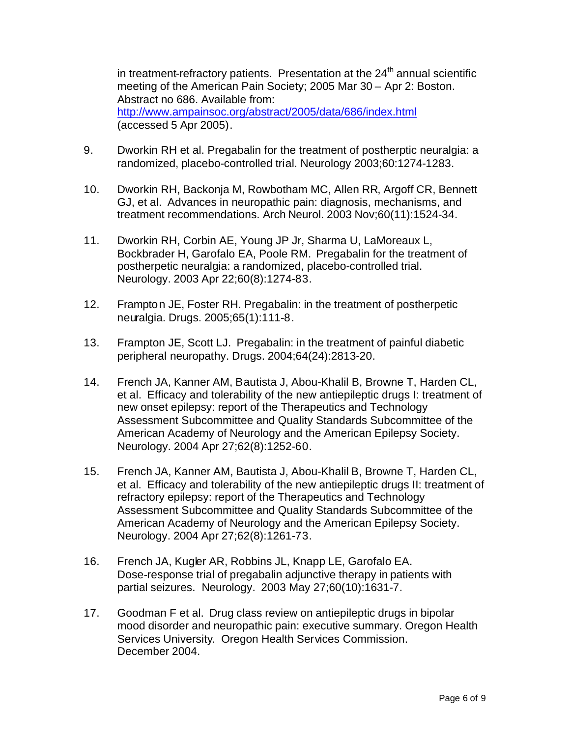in treatment-refractory patients. Presentation at the 24th annual scientific meeting of the American Pain Society; 2005 Mar 30 – Apr 2: Boston. Abstract no 686. Available from: http://www.ampainsoc.org/abstract/2005/data/686/index.html (accessed 5 Apr 2005).

9. Dworkin RH et al. Pregabalin for the treatment of postherptic neuralgia: a randomized, placebo-controlled trial. Neurology 2003;60:1274-1283.

10. Dworkin RH, Backonja M, Rowbotham MC, Allen RR, Argoff CR, Bennett GJ, et al. Advances in neuropathic pain: diagnosis, mechanisms, and treatment recommendations. Arch Neurol. 2003 Nov;60(11):1524-34.

11. Dworkin RH, Corbin AE, Young JP Jr, Sharma U, LaMoreaux L, Bockbrader H, Garofalo EA, Poole RM. Pregabalin for the treatment of postherpetic neuralgia: a randomized, placebo-controlled trial. Neurology. 2003 Apr 22;60(8):1274-83.

12. Frampton JE, Foster RH. Pregabalin: in the treatment of postherpetic neuralgia. Drugs. 2005;65(1):111-8.

13. Frampton JE, Scott LJ. Pregabalin: in the treatment of painful diabetic peripheral neuropathy. Drugs. 2004;64(24):2813-20.

14. French JA, Kanner AM, Bautista J, Abou-Khalil B, Browne T, Harden CL, et al. Efficacy and tolerability of the new antiepileptic drugs I: treatment of new onset epilepsy: report of the Therapeutics and Technology Assessment Subcommittee and Quality Standards Subcommittee of the American Academy of Neurology and the American Epilepsy Society. Neurology. 2004 Apr 27;62(8):1252-60.

15. French JA, Kanner AM, Bautista J, Abou-Khalil B, Browne T, Harden CL, et al. Efficacy and tolerability of the new antiepileptic drugs II: treatment of refractory epilepsy: report of the Therapeutics and Technology Assessment Subcommittee and Quality Standards Subcommittee of the American Academy of Neurology and the American Epilepsy Society. Neurology. 2004 Apr 27;62(8):1261-73.

16. French JA, Kugler AR, Robbins JL, Knapp LE, Garofalo EA. Dose-response trial of pregabalin adjunctive therapy in patients with partial seizures. Neurology. 2003 May 27;60(10):1631-7.

17. Goodman F et al. Drug class review on antiepileptic drugs in bipolar mood disorder and neuropathic pain: executive summary. Oregon Health Services University. Oregon Health Services Commission. December 2004.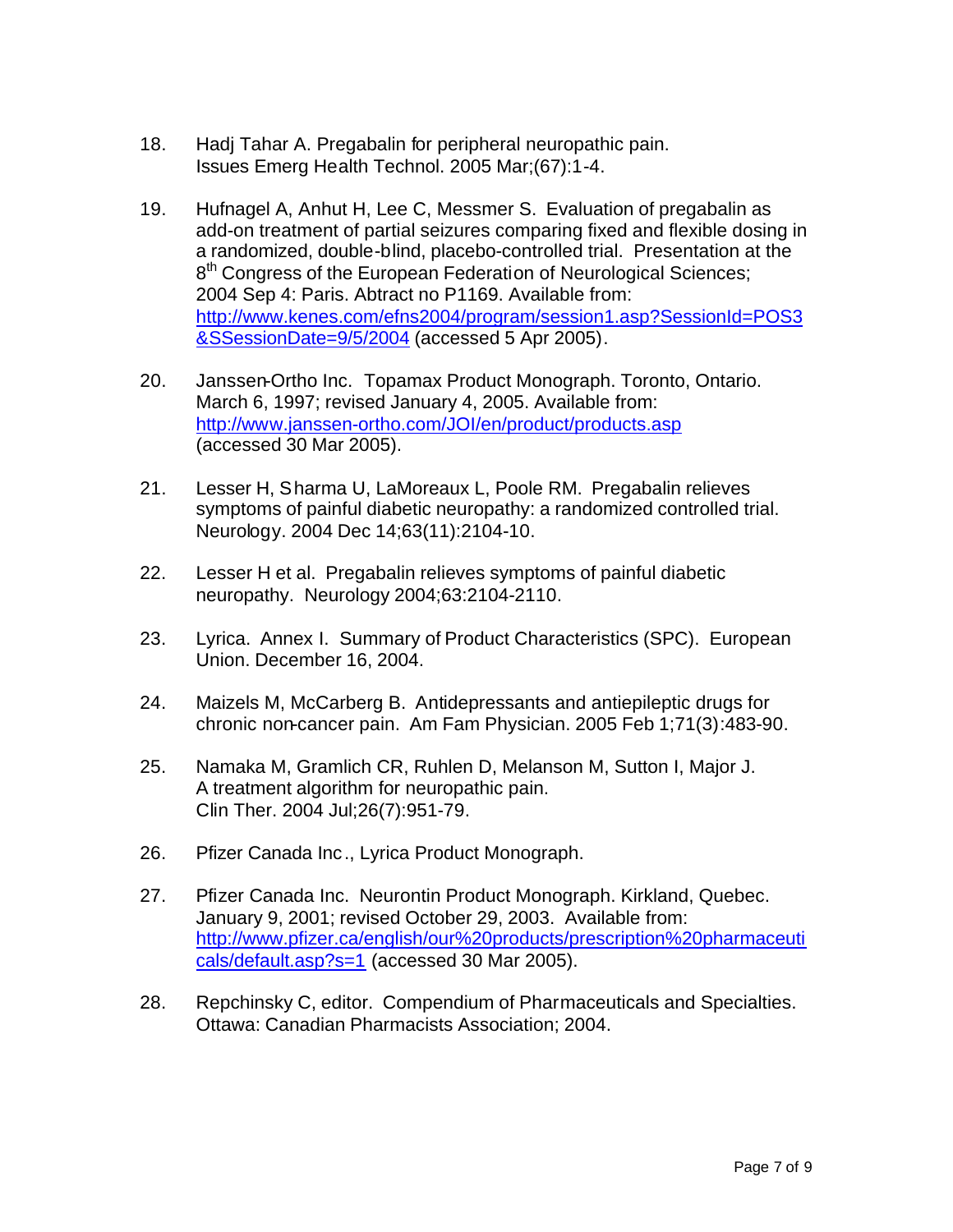18. Hadj Tahar A. Pregabalin for peripheral neuropathic pain. Issues Emerg Health Technol. 2005 Mar;(67):1-4.

19. Hufnagel A, Anhut H, Lee C, Messmer S. Evaluation of pregabalin as add-on treatment of partial seizures comparing fixed and flexible dosing in a randomized, double-blind, placebo-controlled trial. Presentation at the 8th Congress of the European Federation of Neurological Sciences; 2004 Sep 4: Paris. Abtract no P1169. Available from: http://www.kenes.com/efns2004/program/session1.asp?SessionId=POS3&SSessionDate=9/5/2004 (accessed 5 Apr 2005).

20. Janssen-Ortho Inc. Topamax Product Monograph. Toronto, Ontario. March 6, 1997; revised January 4, 2005. Available from: http://www.janssen-ortho.com/JOI/en/product/products.asp (accessed 30 Mar 2005).

21. Lesser H, Sharma U, LaMoreaux L, Poole RM. Pregabalin relieves symptoms of painful diabetic neuropathy: a randomized controlled trial. Neurology. 2004 Dec 14;63(11):2104-10.

22. Lesser H et al. Pregabalin relieves symptoms of painful diabetic neuropathy. Neurology 2004;63:2104-2110.

23. Lyrica. Annex I. Summary of Product Characteristics (SPC). European Union. December 16, 2004.

24. Maizels M, McCarberg B. Antidepressants and antiepileptic drugs for chronic non-cancer pain. Am Fam Physician. 2005 Feb 1;71(3):483-90.

25. Namaka M, Gramlich CR, Ruhlen D, Melanson M, Sutton I, Major J. A treatment algorithm for neuropathic pain. Clin Ther. 2004 Jul;26(7):951-79.

26. Pfizer Canada Inc., Lyrica Product Monograph.

27. Pfizer Canada Inc. Neurontin Product Monograph. Kirkland, Quebec. January 9, 2001; revised October 29, 2003. Available from: http://www.pfizer.ca/english/our%20products/prescription%20pharmaceuticals/default.asp?s=1 (accessed 30 Mar 2005).

28. Repchinsky C, editor. Compendium of Pharmaceuticals and Specialties. Ottawa: Canadian Pharmacists Association; 2004.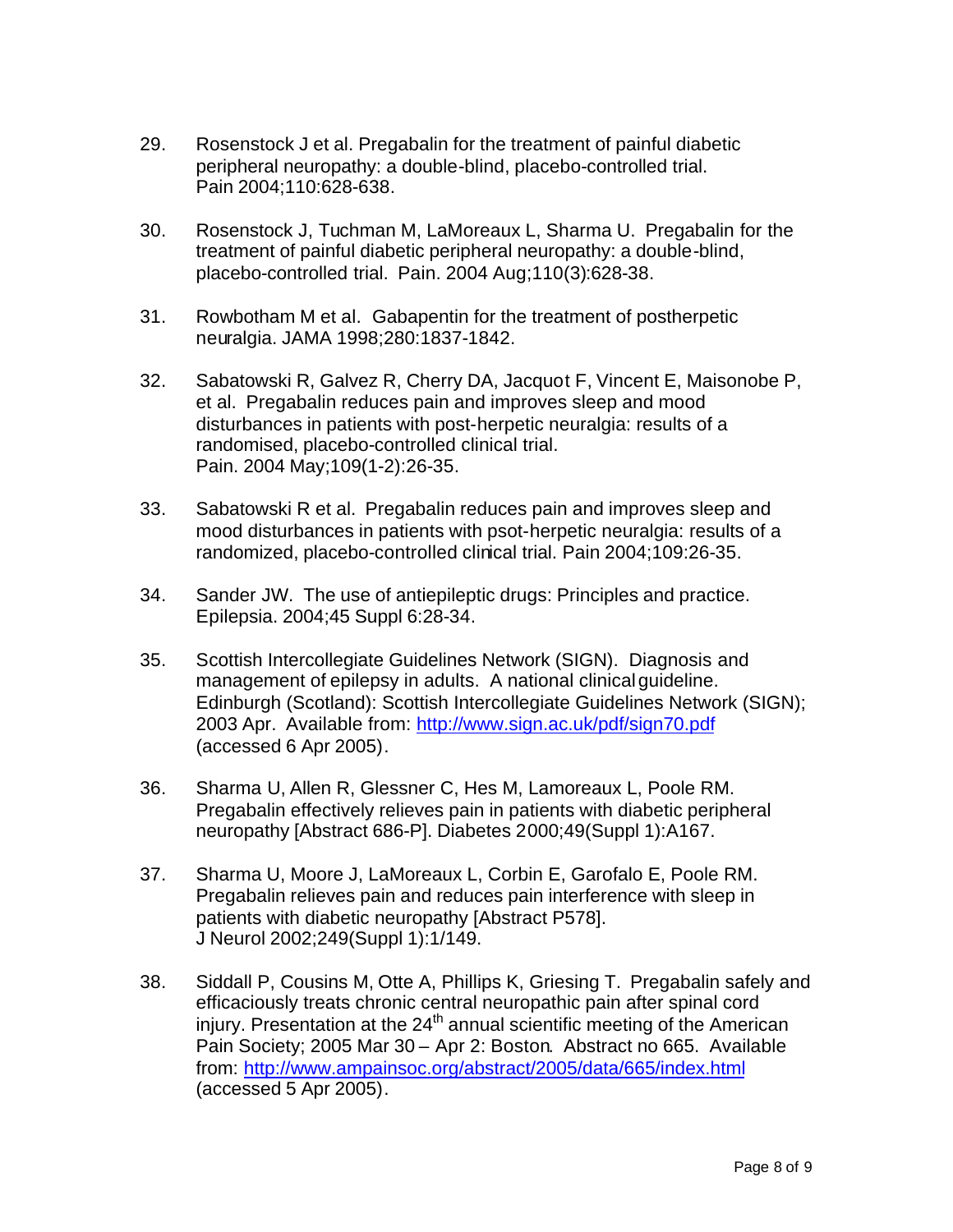29. Rosenstock J et al. Pregabalin for the treatment of painful diabetic peripheral neuropathy: a double-blind, placebo-controlled trial. Pain 2004;110:628-638.

30. Rosenstock J, Tuchman M, LaMoreaux L, Sharma U. Pregabalin for the treatment of painful diabetic peripheral neuropathy: a double-blind, placebo-controlled trial. Pain. 2004 Aug;110(3):628-38.

31. Rowbotham M et al. Gabapentin for the treatment of postherpetic neuralgia. JAMA 1998;280:1837-1842.

32. Sabatowski R, Galvez R, Cherry DA, Jacquot F, Vincent E, Maisonobe P, et al. Pregabalin reduces pain and improves sleep and mood disturbances in patients with post-herpetic neuralgia: results of a randomised, placebo-controlled clinical trial. Pain. 2004 May;109(1-2):26-35.

33. Sabatowski R et al. Pregabalin reduces pain and improves sleep and mood disturbances in patients with psot-herpetic neuralgia: results of a randomized, placebo-controlled clinical trial. Pain 2004;109:26-35.

34. Sander JW. The use of antiepileptic drugs: Principles and practice. Epilepsia. 2004;45 Suppl 6:28-34.

35. Scottish Intercollegiate Guidelines Network (SIGN). Diagnosis and management of epilepsy in adults. A national clinical guideline. Edinburgh (Scotland): Scottish Intercollegiate Guidelines Network (SIGN); 2003 Apr. Available from: http://www.sign.ac.uk/pdf/sign70.pdf (accessed 6 Apr 2005).

36. Sharma U, Allen R, Glessner C, Hes M, Lamoreaux L, Poole RM. Pregabalin effectively relieves pain in patients with diabetic peripheral neuropathy [Abstract 686-P]. Diabetes 2000;49(Suppl 1):A167.

37. Sharma U, Moore J, LaMoreaux L, Corbin E, Garofalo E, Poole RM. Pregabalin relieves pain and reduces pain interference with sleep in patients with diabetic neuropathy [Abstract P578]. J Neurol 2002;249(Suppl 1):1/149.

38. Siddall P, Cousins M, Otte A, Phillips K, Griesing T. Pregabalin safely and efficaciously treats chronic central neuropathic pain after spinal cord injury. Presentation at the 24th annual scientific meeting of the American Pain Society; 2005 Mar 30 – Apr 2: Boston. Abstract no 665. Available from: http://www.ampainsoc.org/abstract/2005/data/665/index.html (accessed 5 Apr 2005).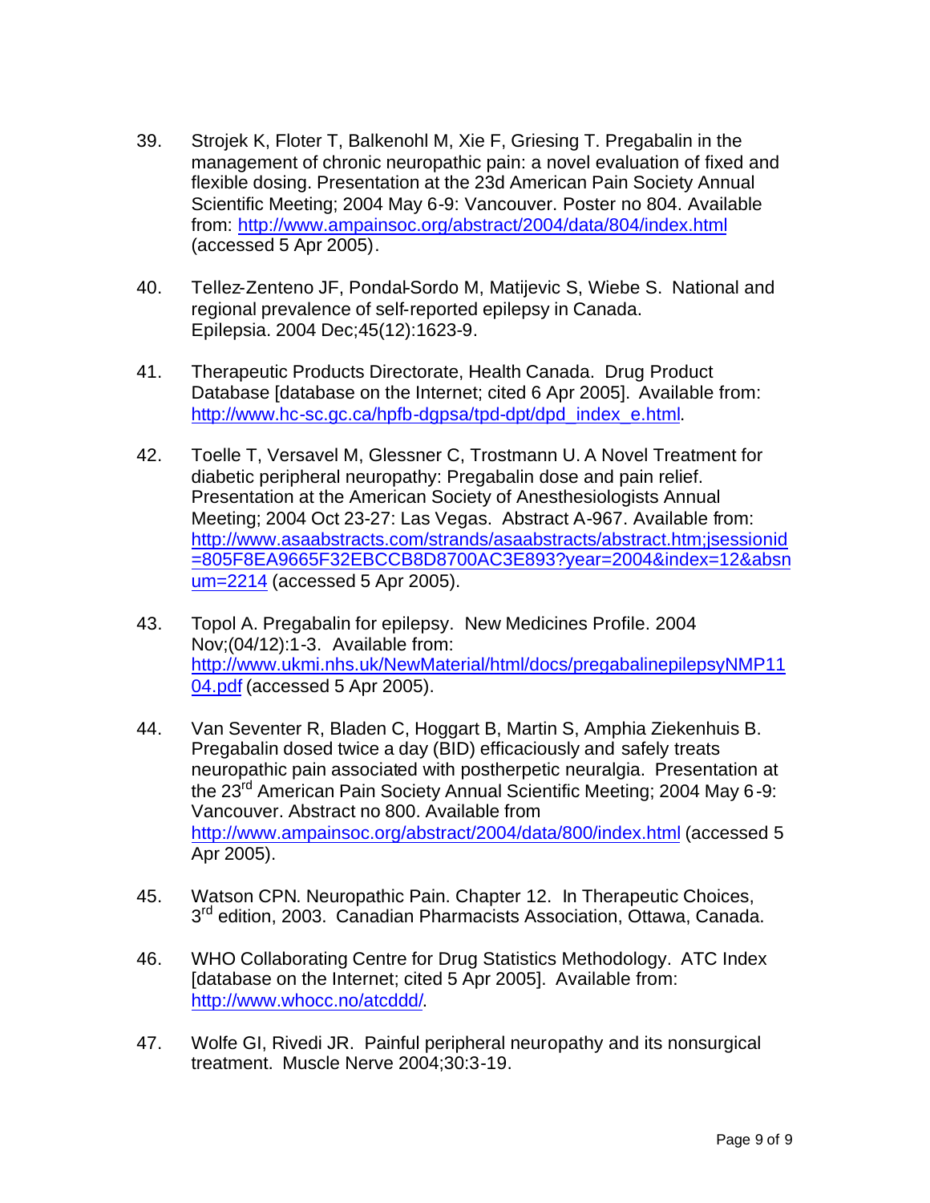39. Strojek K, Floter T, Balkenohl M, Xie F, Griesing T. Pregabalin in the management of chronic neuropathic pain: a novel evaluation of fixed and flexible dosing. Presentation at the 23d American Pain Society Annual Scientific Meeting; 2004 May 6-9: Vancouver. Poster no 804. Available from: http://www.ampainsoc.org/abstract/2004/data/804/index.html (accessed 5 Apr 2005).

40. Tellez-Zenteno JF, Pondal-Sordo M, Matijevic S, Wiebe S. National and regional prevalence of self-reported epilepsy in Canada. Epilepsia. 2004 Dec;45(12):1623-9.

41. Therapeutic Products Directorate, Health Canada. Drug Product Database [database on the Internet; cited 6 Apr 2005]. Available from: http://www.hc-sc.gc.ca/hpfb-dgpsa/tpd-dpt/dpd_index_e.html.

42. Toelle T, Versavel M, Glessner C, Trostmann U. A Novel Treatment for diabetic peripheral neuropathy: Pregabalin dose and pain relief. Presentation at the American Society of Anesthesiologists Annual Meeting; 2004 Oct 23-27: Las Vegas. Abstract A-967. Available from: http://www.asaabstracts.com/strands/asaabstracts/abstract.htm;jsessionid=805F8EA9665F32EBCCB8D8700AC3E893?year=2004&index=12&absnum=2214 (accessed 5 Apr 2005).

43. Topol A. Pregabalin for epilepsy. New Medicines Profile. 2004 Nov;(04/12):1-3. Available from: http://www.ukmi.nhs.uk/NewMaterial/html/docs/pregabalinepilepsyNMP1104.pdf (accessed 5 Apr 2005).

44. Van Seventer R, Bladen C, Hoggart B, Martin S, Amphia Ziekenhuis B. Pregabalin dosed twice a day (BID) efficaciously and safely treats neuropathic pain associated with postherpetic neuralgia. Presentation at the 23rd American Pain Society Annual Scientific Meeting; 2004 May 6-9: Vancouver. Abstract no 800. Available from http://www.ampainsoc.org/abstract/2004/data/800/index.html (accessed 5 Apr 2005).

45. Watson CPN. Neuropathic Pain. Chapter 12. In Therapeutic Choices, 3rd edition, 2003. Canadian Pharmacists Association, Ottawa, Canada.

46. WHO Collaborating Centre for Drug Statistics Methodology. ATC Index [database on the Internet; cited 5 Apr 2005]. Available from: http://www.whocc.no/atcddd/.

47. Wolfe GI, Rivedi JR. Painful peripheral neuropathy and its nonsurgical treatment. Muscle Nerve 2004;30:3-19.